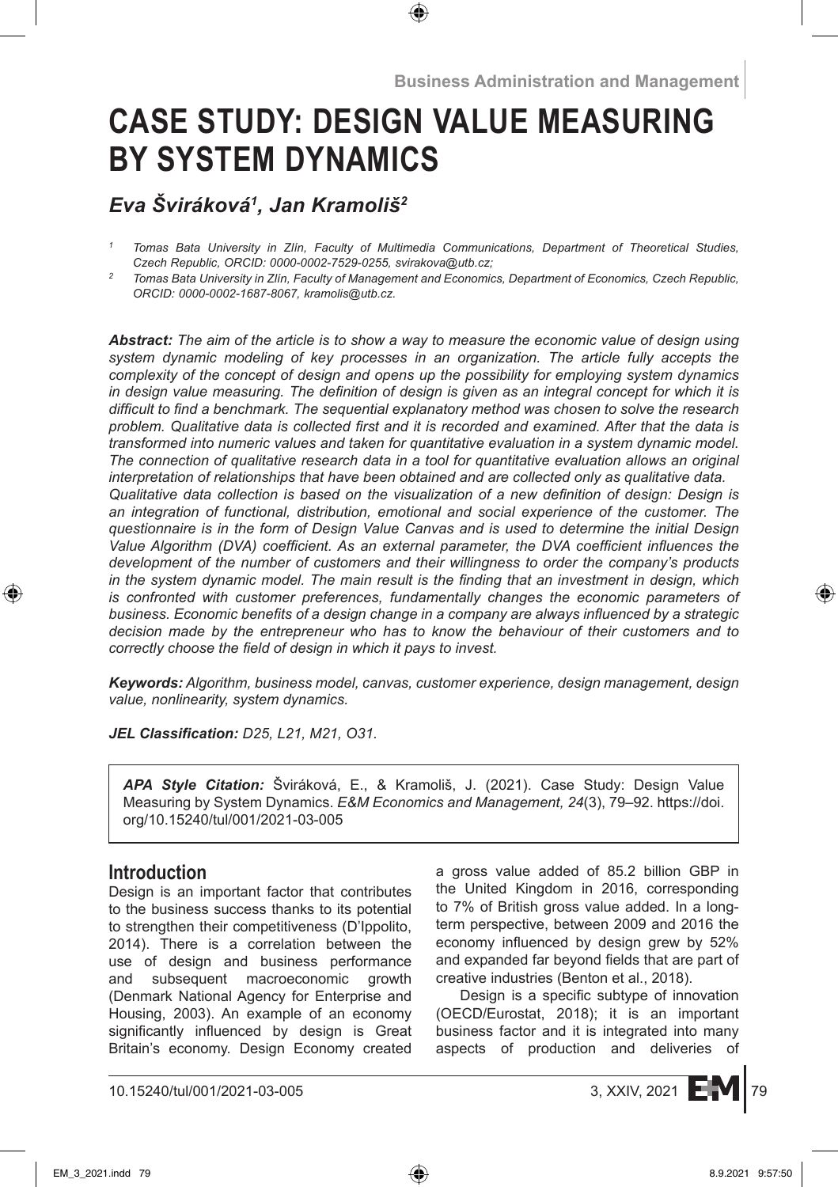# CASE STUDY: DESIGN VALUE MEASURING BY SYSTEM DYNAMICS

*Eva Šviráková[1], Jan Kramoliš[2]*

*[1] Tomas Bata University in Zlín, Faculty of Multimedia Communications, Department of Theoretical Studies, Czech Republic, ORCID: 0000-0002-7529-0255, svirakova@utb.cz;*

*[2] Tomas Bata University in Zlín, Faculty of Management and Economics, Department of Economics, Czech Republic, ORCID: 0000-0002-1687-8067, kramolis@utb.cz.*

***Abstract:*** *The aim of the article is to show a way to measure the economic value of design using system dynamic modeling of key processes in an organization. The article fully accepts the complexity of the concept of design and opens up the possibility for employing system dynamics in design value measuring. The definition of design is given as an integral concept for which it is difficult to find a benchmark. The sequential explanatory method was chosen to solve the research problem. Qualitative data is collected first and it is recorded and examined. After that the data is transformed into numeric values and taken for quantitative evaluation in a system dynamic model. The connection of qualitative research data in a tool for quantitative evaluation allows an original interpretation of relationships that have been obtained and are collected only as qualitative data.*
*Qualitative data collection is based on the visualization of a new definition of design: Design is an integration of functional, distribution, emotional and social experience of the customer. The questionnaire is in the form of Design Value Canvas and is used to determine the initial Design Value Algorithm (DVA) coefficient. As an external parameter, the DVA coefficient influences the development of the number of customers and their willingness to order the company's products in the system dynamic model. The main result is the finding that an investment in design, which is confronted with customer preferences, fundamentally changes the economic parameters of business. Economic benefits of a design change in a company are always influenced by a strategic decision made by the entrepreneur who has to know the behaviour of their customers and to correctly choose the field of design in which it pays to invest.*

***Keywords:*** *Algorithm, business model, canvas, customer experience, design management, design value, nonlinearity, system dynamics.*

***JEL Classification:*** *D25, L21, M21, O31.*

> ***APA Style Citation:*** Šviráková, E., & Kramoliš, J. (2021). Case Study: Design Value Measuring by System Dynamics. *E&M Economics and Management, 24*(3), 79–92. https://doi.org/10.15240/tul/001/2021-03-005

## Introduction

Design is an important factor that contributes to the business success thanks to its potential to strengthen their competitiveness (D'Ippolito, 2014). There is a correlation between the use of design and business performance and subsequent macroeconomic growth (Denmark National Agency for Enterprise and Housing, 2003). An example of an economy significantly influenced by design is Great Britain's economy. Design Economy created a gross value added of 85.2 billion GBP in the United Kingdom in 2016, corresponding to 7% of British gross value added. In a long-term perspective, between 2009 and 2016 the economy influenced by design grew by 52% and expanded far beyond fields that are part of creative industries (Benton et al., 2018).

Design is a specific subtype of innovation (OECD/Eurostat, 2018); it is an important business factor and it is integrated into many aspects of production and deliveries of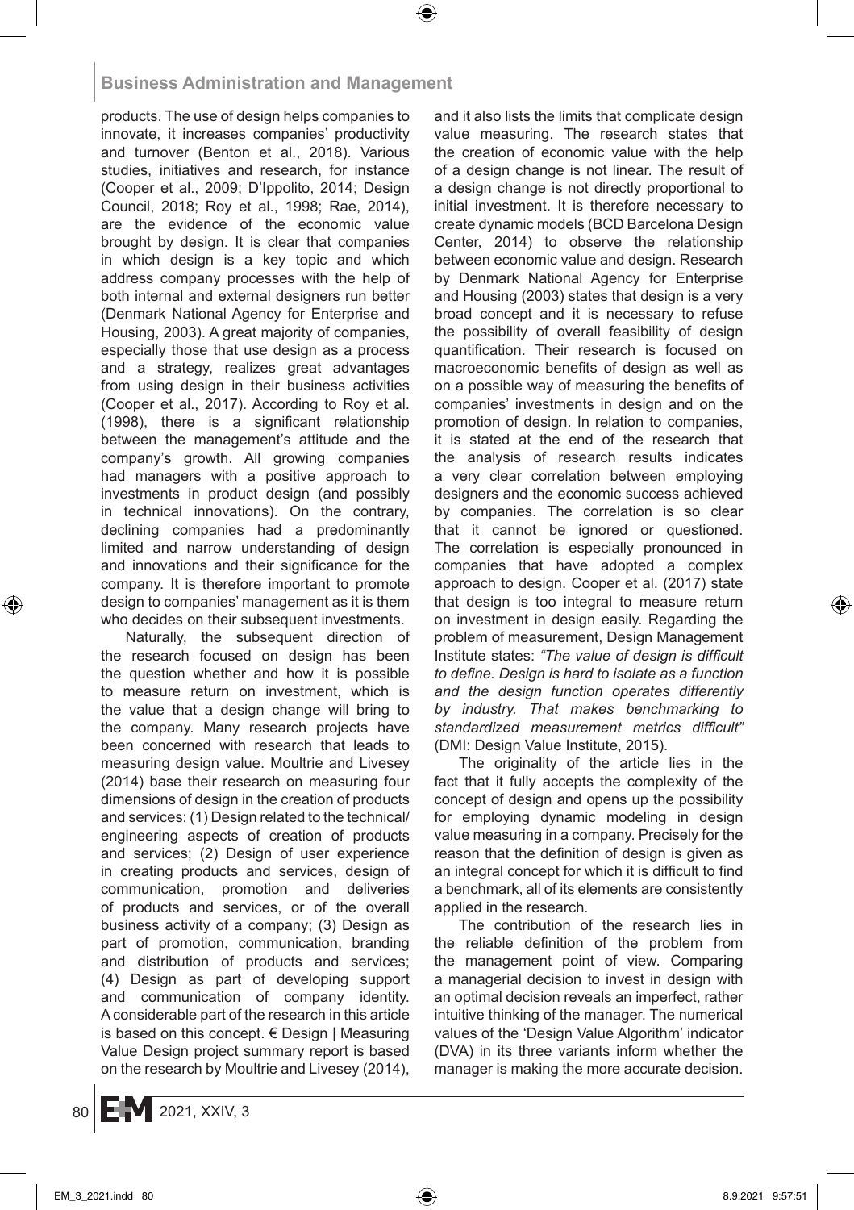products. The use of design helps companies to innovate, it increases companies' productivity and turnover (Benton et al., 2018). Various studies, initiatives and research, for instance (Cooper et al., 2009; D'Ippolito, 2014; Design Council, 2018; Roy et al., 1998; Rae, 2014), are the evidence of the economic value brought by design. It is clear that companies in which design is a key topic and which address company processes with the help of both internal and external designers run better (Denmark National Agency for Enterprise and Housing, 2003). A great majority of companies, especially those that use design as a process and a strategy, realizes great advantages from using design in their business activities (Cooper et al., 2017). According to Roy et al. (1998), there is a significant relationship between the management's attitude and the company's growth. All growing companies had managers with a positive approach to investments in product design (and possibly in technical innovations). On the contrary, declining companies had a predominantly limited and narrow understanding of design and innovations and their significance for the company. It is therefore important to promote design to companies' management as it is them who decides on their subsequent investments.

Naturally, the subsequent direction of the research focused on design has been the question whether and how it is possible to measure return on investment, which is the value that a design change will bring to the company. Many research projects have been concerned with research that leads to measuring design value. Moultrie and Livesey (2014) base their research on measuring four dimensions of design in the creation of products and services: (1) Design related to the technical/engineering aspects of creation of products and services; (2) Design of user experience in creating products and services, design of communication, promotion and deliveries of products and services, or of the overall business activity of a company; (3) Design as part of promotion, communication, branding and distribution of products and services; (4) Design as part of developing support and communication of company identity. A considerable part of the research in this article is based on this concept. € Design | Measuring Value Design project summary report is based on the research by Moultrie and Livesey (2014), and it also lists the limits that complicate design value measuring. The research states that the creation of economic value with the help of a design change is not linear. The result of a design change is not directly proportional to initial investment. It is therefore necessary to create dynamic models (BCD Barcelona Design Center, 2014) to observe the relationship between economic value and design. Research by Denmark National Agency for Enterprise and Housing (2003) states that design is a very broad concept and it is necessary to refuse the possibility of overall feasibility of design quantification. Their research is focused on macroeconomic benefits of design as well as on a possible way of measuring the benefits of companies' investments in design and on the promotion of design. In relation to companies, it is stated at the end of the research that the analysis of research results indicates a very clear correlation between employing designers and the economic success achieved by companies. The correlation is so clear that it cannot be ignored or questioned. The correlation is especially pronounced in companies that have adopted a complex approach to design. Cooper et al. (2017) state that design is too integral to measure return on investment in design easily. Regarding the problem of measurement, Design Management Institute states: *"The value of design is difficult to define. Design is hard to isolate as a function and the design function operates differently by industry. That makes benchmarking to standardized measurement metrics difficult"* (DMI: Design Value Institute, 2015).

The originality of the article lies in the fact that it fully accepts the complexity of the concept of design and opens up the possibility for employing dynamic modeling in design value measuring in a company. Precisely for the reason that the definition of design is given as an integral concept for which it is difficult to find a benchmark, all of its elements are consistently applied in the research.

The contribution of the research lies in the reliable definition of the problem from the management point of view. Comparing a managerial decision to invest in design with an optimal decision reveals an imperfect, rather intuitive thinking of the manager. The numerical values of the 'Design Value Algorithm' indicator (DVA) in its three variants inform whether the manager is making the more accurate decision.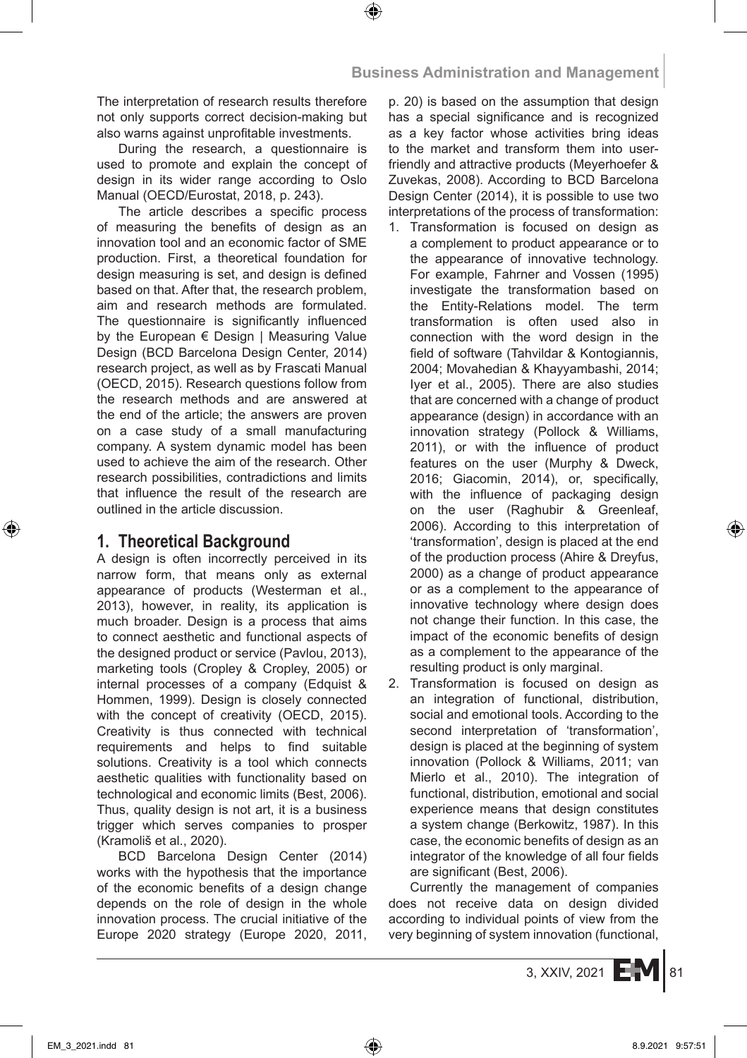The interpretation of research results therefore not only supports correct decision-making but also warns against unprofitable investments.

During the research, a questionnaire is used to promote and explain the concept of design in its wider range according to Oslo Manual (OECD/Eurostat, 2018, p. 243).

The article describes a specific process of measuring the benefits of design as an innovation tool and an economic factor of SME production. First, a theoretical foundation for design measuring is set, and design is defined based on that. After that, the research problem, aim and research methods are formulated. The questionnaire is significantly influenced by the European € Design | Measuring Value Design (BCD Barcelona Design Center, 2014) research project, as well as by Frascati Manual (OECD, 2015). Research questions follow from the research methods and are answered at the end of the article; the answers are proven on a case study of a small manufacturing company. A system dynamic model has been used to achieve the aim of the research. Other research possibilities, contradictions and limits that influence the result of the research are outlined in the article discussion.

## 1. Theoretical Background

A design is often incorrectly perceived in its narrow form, that means only as external appearance of products (Westerman et al., 2013), however, in reality, its application is much broader. Design is a process that aims to connect aesthetic and functional aspects of the designed product or service (Pavlou, 2013), marketing tools (Cropley & Cropley, 2005) or internal processes of a company (Edquist & Hommen, 1999). Design is closely connected with the concept of creativity (OECD, 2015). Creativity is thus connected with technical requirements and helps to find suitable solutions. Creativity is a tool which connects aesthetic qualities with functionality based on technological and economic limits (Best, 2006). Thus, quality design is not art, it is a business trigger which serves companies to prosper (Kramoliš et al., 2020).

BCD Barcelona Design Center (2014) works with the hypothesis that the importance of the economic benefits of a design change depends on the role of design in the whole innovation process. The crucial initiative of the Europe 2020 strategy (Europe 2020, 2011, p. 20) is based on the assumption that design has a special significance and is recognized as a key factor whose activities bring ideas to the market and transform them into user-friendly and attractive products (Meyerhoefer & Zuvekas, 2008). According to BCD Barcelona Design Center (2014), it is possible to use two interpretations of the process of transformation:

1. Transformation is focused on design as a complement to product appearance or to the appearance of innovative technology. For example, Fahrner and Vossen (1995) investigate the transformation based on the Entity-Relations model. The term transformation is often used also in connection with the word design in the field of software (Tahvildar & Kontogiannis, 2004; Movahedian & Khayyambashi, 2014; Iyer et al., 2005). There are also studies that are concerned with a change of product appearance (design) in accordance with an innovation strategy (Pollock & Williams, 2011), or with the influence of product features on the user (Murphy & Dweck, 2016; Giacomin, 2014), or, specifically, with the influence of packaging design on the user (Raghubir & Greenleaf, 2006). According to this interpretation of 'transformation', design is placed at the end of the production process (Ahire & Dreyfus, 2000) as a change of product appearance or as a complement to the appearance of innovative technology where design does not change their function. In this case, the impact of the economic benefits of design as a complement to the appearance of the resulting product is only marginal.
2. Transformation is focused on design as an integration of functional, distribution, social and emotional tools. According to the second interpretation of 'transformation', design is placed at the beginning of system innovation (Pollock & Williams, 2011; van Mierlo et al., 2010). The integration of functional, distribution, emotional and social experience means that design constitutes a system change (Berkowitz, 1987). In this case, the economic benefits of design as an integrator of the knowledge of all four fields are significant (Best, 2006).

Currently the management of companies does not receive data on design divided according to individual points of view from the very beginning of system innovation (functional,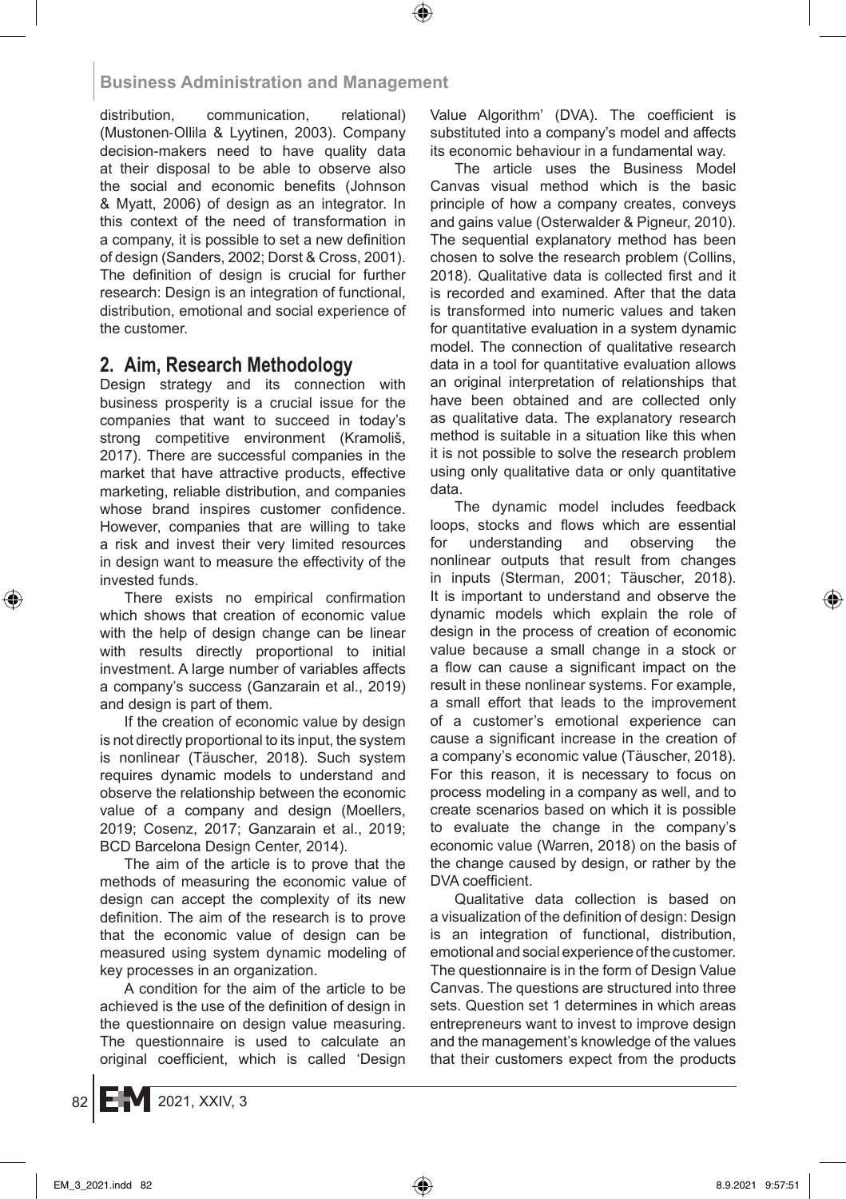distribution, communication, relational) (Mustonen-Ollila & Lyytinen, 2003). Company decision-makers need to have quality data at their disposal to be able to observe also the social and economic benefits (Johnson & Myatt, 2006) of design as an integrator. In this context of the need of transformation in a company, it is possible to set a new definition of design (Sanders, 2002; Dorst & Cross, 2001). The definition of design is crucial for further research: Design is an integration of functional, distribution, emotional and social experience of the customer.

## 2. Aim, Research Methodology

Design strategy and its connection with business prosperity is a crucial issue for the companies that want to succeed in today's strong competitive environment (Kramoliš, 2017). There are successful companies in the market that have attractive products, effective marketing, reliable distribution, and companies whose brand inspires customer confidence. However, companies that are willing to take a risk and invest their very limited resources in design want to measure the effectivity of the invested funds.

There exists no empirical confirmation which shows that creation of economic value with the help of design change can be linear with results directly proportional to initial investment. A large number of variables affects a company's success (Ganzarain et al., 2019) and design is part of them.

If the creation of economic value by design is not directly proportional to its input, the system is nonlinear (Täuscher, 2018). Such system requires dynamic models to understand and observe the relationship between the economic value of a company and design (Moellers, 2019; Cosenz, 2017; Ganzarain et al., 2019; BCD Barcelona Design Center, 2014).

The aim of the article is to prove that the methods of measuring the economic value of design can accept the complexity of its new definition. The aim of the research is to prove that the economic value of design can be measured using system dynamic modeling of key processes in an organization.

A condition for the aim of the article to be achieved is the use of the definition of design in the questionnaire on design value measuring. The questionnaire is used to calculate an original coefficient, which is called 'Design Value Algorithm' (DVA). The coefficient is substituted into a company's model and affects its economic behaviour in a fundamental way.

The article uses the Business Model Canvas visual method which is the basic principle of how a company creates, conveys and gains value (Osterwalder & Pigneur, 2010). The sequential explanatory method has been chosen to solve the research problem (Collins, 2018). Qualitative data is collected first and it is recorded and examined. After that the data is transformed into numeric values and taken for quantitative evaluation in a system dynamic model. The connection of qualitative research data in a tool for quantitative evaluation allows an original interpretation of relationships that have been obtained and are collected only as qualitative data. The explanatory research method is suitable in a situation like this when it is not possible to solve the research problem using only qualitative data or only quantitative data.

The dynamic model includes feedback loops, stocks and flows which are essential for understanding and observing the nonlinear outputs that result from changes in inputs (Sterman, 2001; Täuscher, 2018). It is important to understand and observe the dynamic models which explain the role of design in the process of creation of economic value because a small change in a stock or a flow can cause a significant impact on the result in these nonlinear systems. For example, a small effort that leads to the improvement of a customer's emotional experience can cause a significant increase in the creation of a company's economic value (Täuscher, 2018). For this reason, it is necessary to focus on process modeling in a company as well, and to create scenarios based on which it is possible to evaluate the change in the company's economic value (Warren, 2018) on the basis of the change caused by design, or rather by the DVA coefficient.

Qualitative data collection is based on a visualization of the definition of design: Design is an integration of functional, distribution, emotional and social experience of the customer. The questionnaire is in the form of Design Value Canvas. The questions are structured into three sets. Question set 1 determines in which areas entrepreneurs want to invest to improve design and the management's knowledge of the values that their customers expect from the products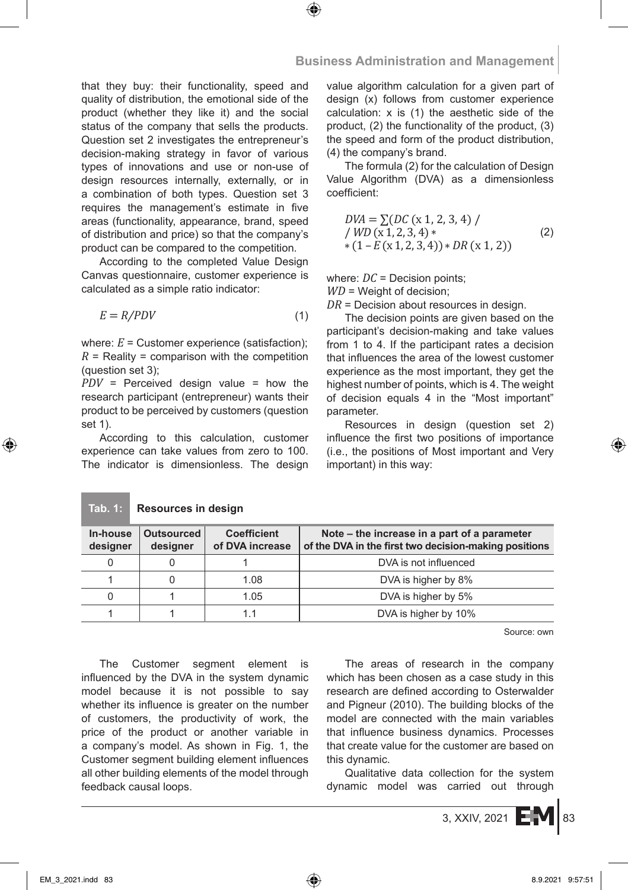that they buy: their functionality, speed and quality of distribution, the emotional side of the product (whether they like it) and the social status of the company that sells the products. Question set 2 investigates the entrepreneur's decision-making strategy in favor of various types of innovations and use or non-use of design resources internally, externally, or in a combination of both types. Question set 3 requires the management's estimate in five areas (functionality, appearance, brand, speed of distribution and price) so that the company's product can be compared to the competition.

According to the completed Value Design Canvas questionnaire, customer experience is calculated as a simple ratio indicator:

$$E = R/PDV \tag{1}$$

where: $E$ = Customer experience (satisfaction);
$R$ = Reality = comparison with the competition (question set 3);
$PDV$ = Perceived design value = how the research participant (entrepreneur) wants their product to be perceived by customers (question set 1).

According to this calculation, customer experience can take values from zero to 100. The indicator is dimensionless. The design value algorithm calculation for a given part of design (x) follows from customer experience calculation: x is (1) the aesthetic side of the product, (2) the functionality of the product, (3) the speed and form of the product distribution, (4) the company's brand.

The formula (2) for the calculation of Design Value Algorithm (DVA) as a dimensionless coefficient:

$$DVA = \sum(DC\,(\mathrm{x}\,1,2,3,4)\,/\,/\,WD\,(\mathrm{x}\,1,2,3,4) * * (1 - E\,(\mathrm{x}\,1,2,3,4)) * DR\,(\mathrm{x}\,1,2)) \tag{2}$$

where: $DC$ = Decision points;
$WD$ = Weight of decision;
$DR$ = Decision about resources in design.

The decision points are given based on the participant's decision-making and take values from 1 to 4. If the participant rates a decision that influences the area of the lowest customer experience as the most important, they get the highest number of points, which is 4. The weight of decision equals 4 in the "Most important" parameter.

Resources in design (question set 2) influence the first two positions of importance (i.e., the positions of Most important and Very important) in this way:

**Tab. 1: Resources in design**

| In-house designer | Outsourced designer | Coefficient of DVA increase | Note – the increase in a part of a parameter of the DVA in the first two decision-making positions |
|---|---|---|---|
| 0 | 0 | 1 | DVA is not influenced |
| 1 | 0 | 1.08 | DVA is higher by 8% |
| 0 | 1 | 1.05 | DVA is higher by 5% |
| 1 | 1 | 1.1 | DVA is higher by 10% |

Source: own

The Customer segment element is influenced by the DVA in the system dynamic model because it is not possible to say whether its influence is greater on the number of customers, the productivity of work, the price of the product or another variable in a company's model. As shown in Fig. 1, the Customer segment building element influences all other building elements of the model through feedback causal loops.

The areas of research in the company which has been chosen as a case study in this research are defined according to Osterwalder and Pigneur (2010). The building blocks of the model are connected with the main variables that influence business dynamics. Processes that create value for the customer are based on this dynamic.

Qualitative data collection for the system dynamic model was carried out through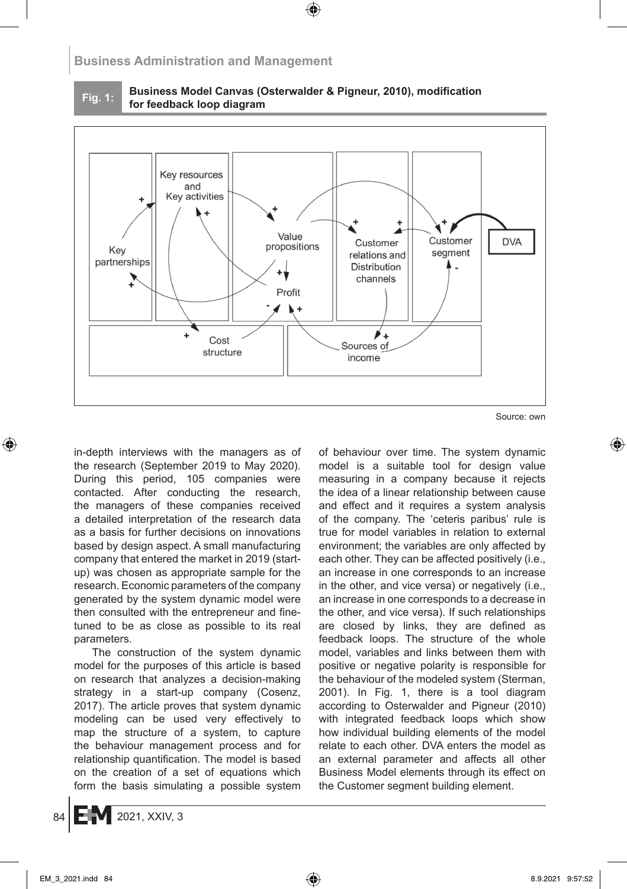**Fig. 1: Business Model Canvas (Osterwalder & Pigneur, 2010), modification for feedback loop diagram**

Source: own

in-depth interviews with the managers as of the research (September 2019 to May 2020). During this period, 105 companies were contacted. After conducting the research, the managers of these companies received a detailed interpretation of the research data as a basis for further decisions on innovations based by design aspect. A small manufacturing company that entered the market in 2019 (start-up) was chosen as appropriate sample for the research. Economic parameters of the company generated by the system dynamic model were then consulted with the entrepreneur and fine-tuned to be as close as possible to its real parameters.

The construction of the system dynamic model for the purposes of this article is based on research that analyzes a decision-making strategy in a start-up company (Cosenz, 2017). The article proves that system dynamic modeling can be used very effectively to map the structure of a system, to capture the behaviour management process and for relationship quantification. The model is based on the creation of a set of equations which form the basis simulating a possible system of behaviour over time. The system dynamic model is a suitable tool for design value measuring in a company because it rejects the idea of a linear relationship between cause and effect and it requires a system analysis of the company. The 'ceteris paribus' rule is true for model variables in relation to external environment; the variables are only affected by each other. They can be affected positively (i.e., an increase in one corresponds to an increase in the other, and vice versa) or negatively (i.e., an increase in one corresponds to a decrease in the other, and vice versa). If such relationships are closed by links, they are defined as feedback loops. The structure of the whole model, variables and links between them with positive or negative polarity is responsible for the behaviour of the modeled system (Sterman, 2001). In Fig. 1, there is a tool diagram according to Osterwalder and Pigneur (2010) with integrated feedback loops which show how individual building elements of the model relate to each other. DVA enters the model as an external parameter and affects all other Business Model elements through its effect on the Customer segment building element.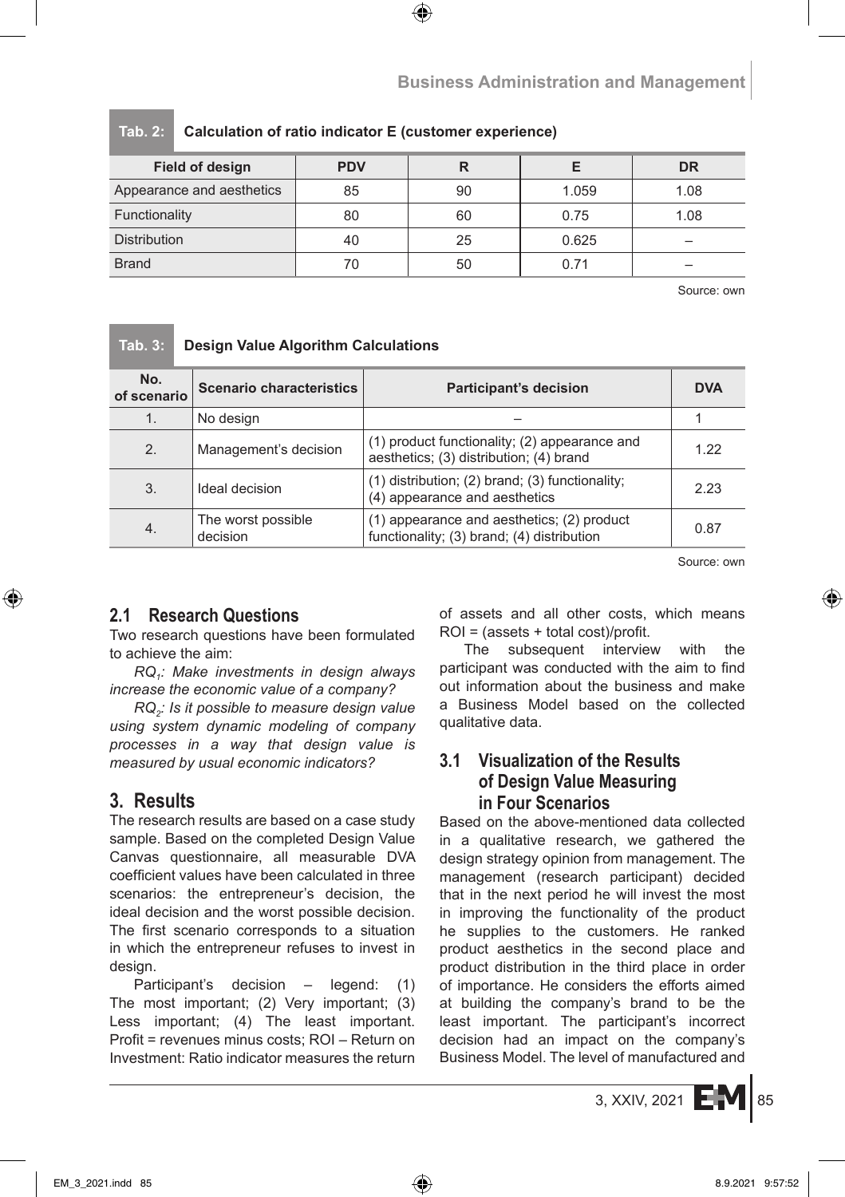**Tab. 2: Calculation of ratio indicator E (customer experience)**

| Field of design | PDV | R | E | DR |
|---|---|---|---|---|
| Appearance and aesthetics | 85 | 90 | 1.059 | 1.08 |
| Functionality | 80 | 60 | 0.75 | 1.08 |
| Distribution | 40 | 25 | 0.625 | – |
| Brand | 70 | 50 | 0.71 | – |

Source: own

**Tab. 3: Design Value Algorithm Calculations**

| No. of scenario | Scenario characteristics | Participant's decision | DVA |
|---|---|---|---|
| 1. | No design | – | 1 |
| 2. | Management's decision | (1) product functionality; (2) appearance and aesthetics; (3) distribution; (4) brand | 1.22 |
| 3. | Ideal decision | (1) distribution; (2) brand; (3) functionality; (4) appearance and aesthetics | 2.23 |
| 4. | The worst possible decision | (1) appearance and aesthetics; (2) product functionality; (3) brand; (4) distribution | 0.87 |

Source: own

## 2.1 Research Questions

Two research questions have been formulated to achieve the aim:

*$RQ_1$: Make investments in design always increase the economic value of a company?*

*$RQ_2$: Is it possible to measure design value using system dynamic modeling of company processes in a way that design value is measured by usual economic indicators?*

# 3. Results

The research results are based on a case study sample. Based on the completed Design Value Canvas questionnaire, all measurable DVA coefficient values have been calculated in three scenarios: the entrepreneur's decision, the ideal decision and the worst possible decision. The first scenario corresponds to a situation in which the entrepreneur refuses to invest in design.

Participant's decision – legend: (1) The most important; (2) Very important; (3) Less important; (4) The least important. Profit = revenues minus costs; ROI – Return on Investment: Ratio indicator measures the return of assets and all other costs, which means ROI = (assets + total cost)/profit.

The subsequent interview with the participant was conducted with the aim to find out information about the business and make a Business Model based on the collected qualitative data.

## 3.1 Visualization of the Results of Design Value Measuring in Four Scenarios

Based on the above-mentioned data collected in a qualitative research, we gathered the design strategy opinion from management. The management (research participant) decided that in the next period he will invest the most in improving the functionality of the product he supplies to the customers. He ranked product aesthetics in the second place and product distribution in the third place in order of importance. He considers the efforts aimed at building the company's brand to be the least important. The participant's incorrect decision had an impact on the company's Business Model. The level of manufactured and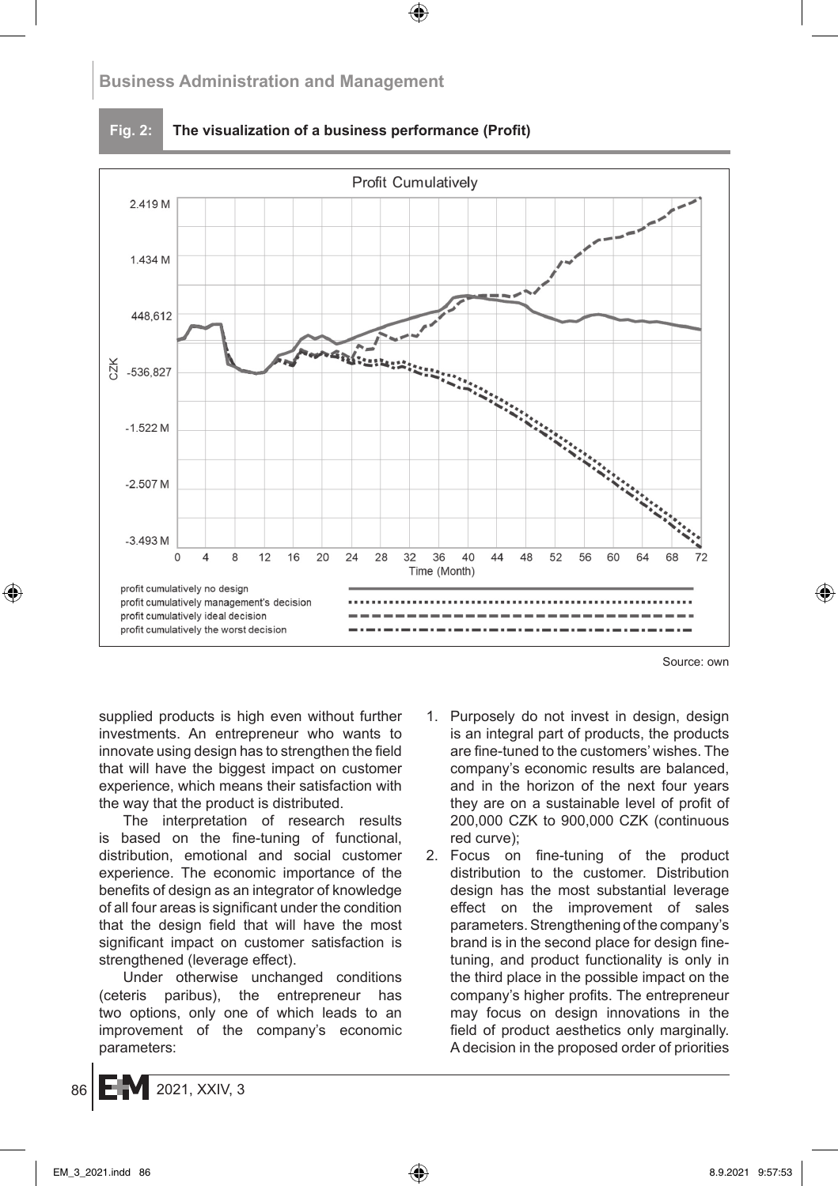**Fig. 2: The visualization of a business performance (Profit)**

Source: own

supplied products is high even without further investments. An entrepreneur who wants to innovate using design has to strengthen the field that will have the biggest impact on customer experience, which means their satisfaction with the way that the product is distributed.

The interpretation of research results is based on the fine-tuning of functional, distribution, emotional and social customer experience. The economic importance of the benefits of design as an integrator of knowledge of all four areas is significant under the condition that the design field that will have the most significant impact on customer satisfaction is strengthened (leverage effect).

Under otherwise unchanged conditions (ceteris paribus), the entrepreneur has two options, only one of which leads to an improvement of the company's economic parameters:

1. Purposely do not invest in design, design is an integral part of products, the products are fine-tuned to the customers' wishes. The company's economic results are balanced, and in the horizon of the next four years they are on a sustainable level of profit of 200,000 CZK to 900,000 CZK (continuous red curve);
2. Focus on fine-tuning of the product distribution to the customer. Distribution design has the most substantial leverage effect on the improvement of sales parameters. Strengthening of the company's brand is in the second place for design fine-tuning, and product functionality is only in the third place in the possible impact on the company's higher profits. The entrepreneur may focus on design innovations in the field of product aesthetics only marginally. A decision in the proposed order of priorities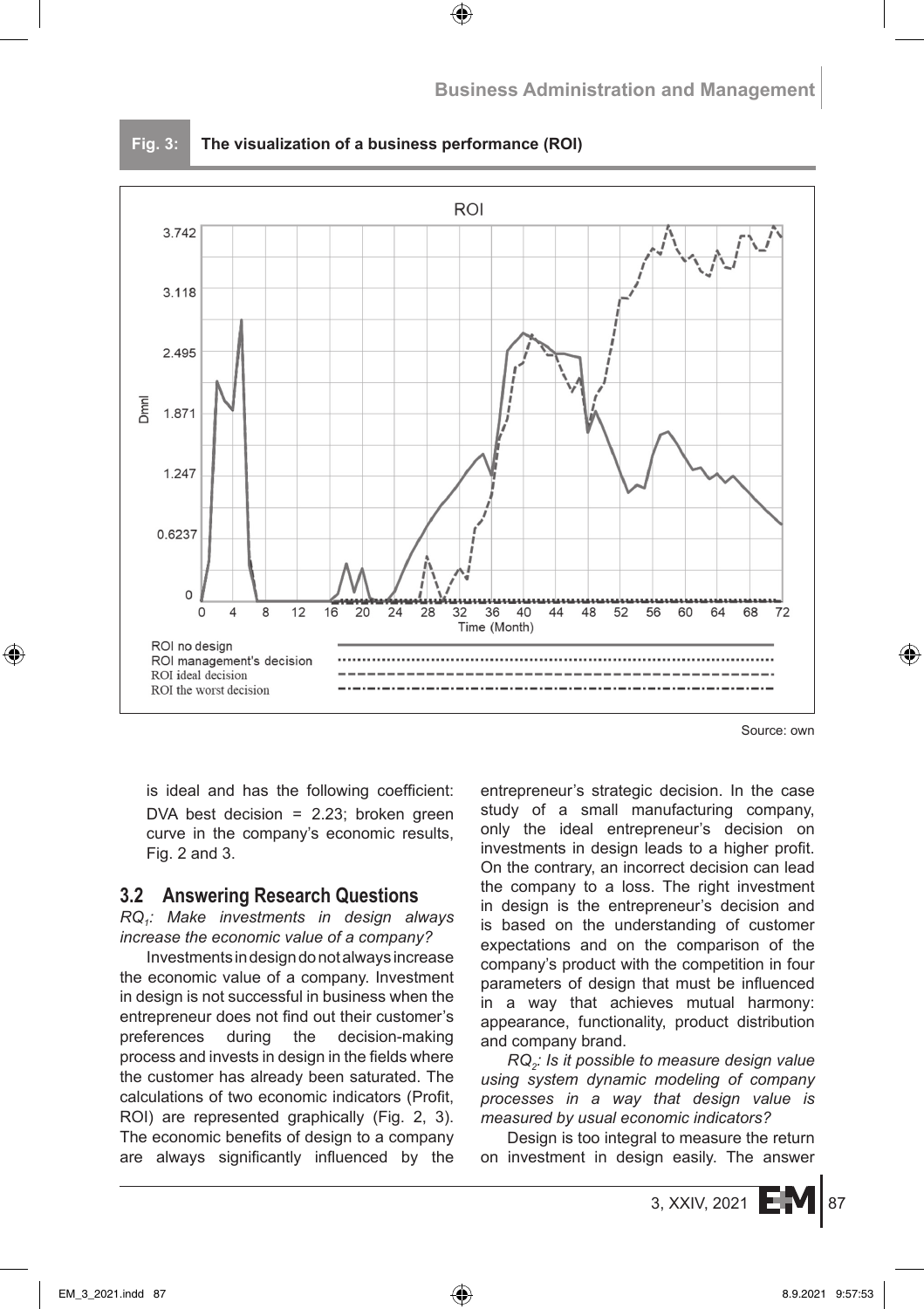**Fig. 3: The visualization of a business performance (ROI)**

Source: own

is ideal and has the following coefficient: DVA best decision = 2.23; broken green curve in the company's economic results, Fig. 2 and 3.

## 3.2 Answering Research Questions

*$RQ_1$: Make investments in design always increase the economic value of a company?*

Investments in design do not always increase the economic value of a company. Investment in design is not successful in business when the entrepreneur does not find out their customer's preferences during the decision-making process and invests in design in the fields where the customer has already been saturated. The calculations of two economic indicators (Profit, ROI) are represented graphically (Fig. 2, 3). The economic benefits of design to a company are always significantly influenced by the entrepreneur's strategic decision. In the case study of a small manufacturing company, only the ideal entrepreneur's decision on investments in design leads to a higher profit. On the contrary, an incorrect decision can lead the company to a loss. The right investment in design is the entrepreneur's decision and is based on the understanding of customer expectations and on the comparison of the company's product with the competition in four parameters of design that must be influenced in a way that achieves mutual harmony: appearance, functionality, product distribution and company brand.

*$RQ_2$: Is it possible to measure design value using system dynamic modeling of company processes in a way that design value is measured by usual economic indicators?*

Design is too integral to measure the return on investment in design easily. The answer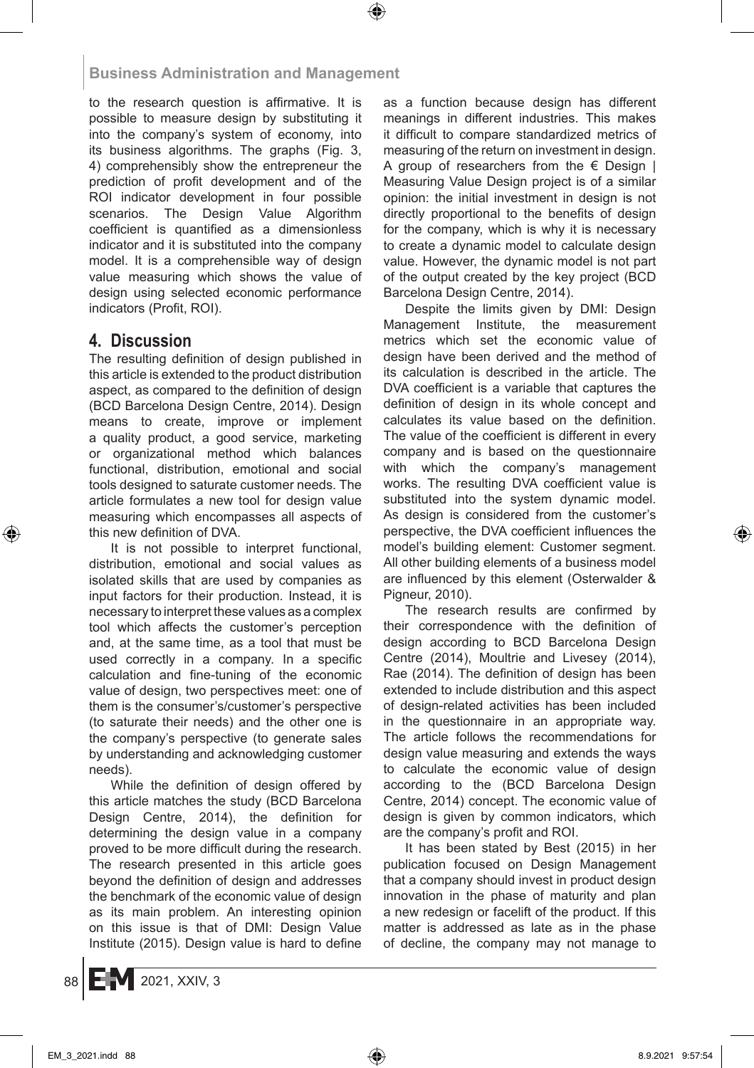to the research question is affirmative. It is possible to measure design by substituting it into the company's system of economy, into its business algorithms. The graphs (Fig. 3, 4) comprehensibly show the entrepreneur the prediction of profit development and of the ROI indicator development in four possible scenarios. The Design Value Algorithm coefficient is quantified as a dimensionless indicator and it is substituted into the company model. It is a comprehensible way of design value measuring which shows the value of design using selected economic performance indicators (Profit, ROI).

## 4. Discussion

The resulting definition of design published in this article is extended to the product distribution aspect, as compared to the definition of design (BCD Barcelona Design Centre, 2014). Design means to create, improve or implement a quality product, a good service, marketing or organizational method which balances functional, distribution, emotional and social tools designed to saturate customer needs. The article formulates a new tool for design value measuring which encompasses all aspects of this new definition of DVA.

It is not possible to interpret functional, distribution, emotional and social values as isolated skills that are used by companies as input factors for their production. Instead, it is necessary to interpret these values as a complex tool which affects the customer's perception and, at the same time, as a tool that must be used correctly in a company. In a specific calculation and fine-tuning of the economic value of design, two perspectives meet: one of them is the consumer's/customer's perspective (to saturate their needs) and the other one is the company's perspective (to generate sales by understanding and acknowledging customer needs).

While the definition of design offered by this article matches the study (BCD Barcelona Design Centre, 2014), the definition for determining the design value in a company proved to be more difficult during the research. The research presented in this article goes beyond the definition of design and addresses the benchmark of the economic value of design as its main problem. An interesting opinion on this issue is that of DMI: Design Value Institute (2015). Design value is hard to define as a function because design has different meanings in different industries. This makes it difficult to compare standardized metrics of measuring of the return on investment in design. A group of researchers from the € Design | Measuring Value Design project is of a similar opinion: the initial investment in design is not directly proportional to the benefits of design for the company, which is why it is necessary to create a dynamic model to calculate design value. However, the dynamic model is not part of the output created by the key project (BCD Barcelona Design Centre, 2014).

Despite the limits given by DMI: Design Management Institute, the measurement metrics which set the economic value of design have been derived and the method of its calculation is described in the article. The DVA coefficient is a variable that captures the definition of design in its whole concept and calculates its value based on the definition. The value of the coefficient is different in every company and is based on the questionnaire with which the company's management works. The resulting DVA coefficient value is substituted into the system dynamic model. As design is considered from the customer's perspective, the DVA coefficient influences the model's building element: Customer segment. All other building elements of a business model are influenced by this element (Osterwalder & Pigneur, 2010).

The research results are confirmed by their correspondence with the definition of design according to BCD Barcelona Design Centre (2014), Moultrie and Livesey (2014), Rae (2014). The definition of design has been extended to include distribution and this aspect of design-related activities has been included in the questionnaire in an appropriate way. The article follows the recommendations for design value measuring and extends the ways to calculate the economic value of design according to the (BCD Barcelona Design Centre, 2014) concept. The economic value of design is given by common indicators, which are the company's profit and ROI.

It has been stated by Best (2015) in her publication focused on Design Management that a company should invest in product design innovation in the phase of maturity and plan a new redesign or facelift of the product. If this matter is addressed as late as in the phase of decline, the company may not manage to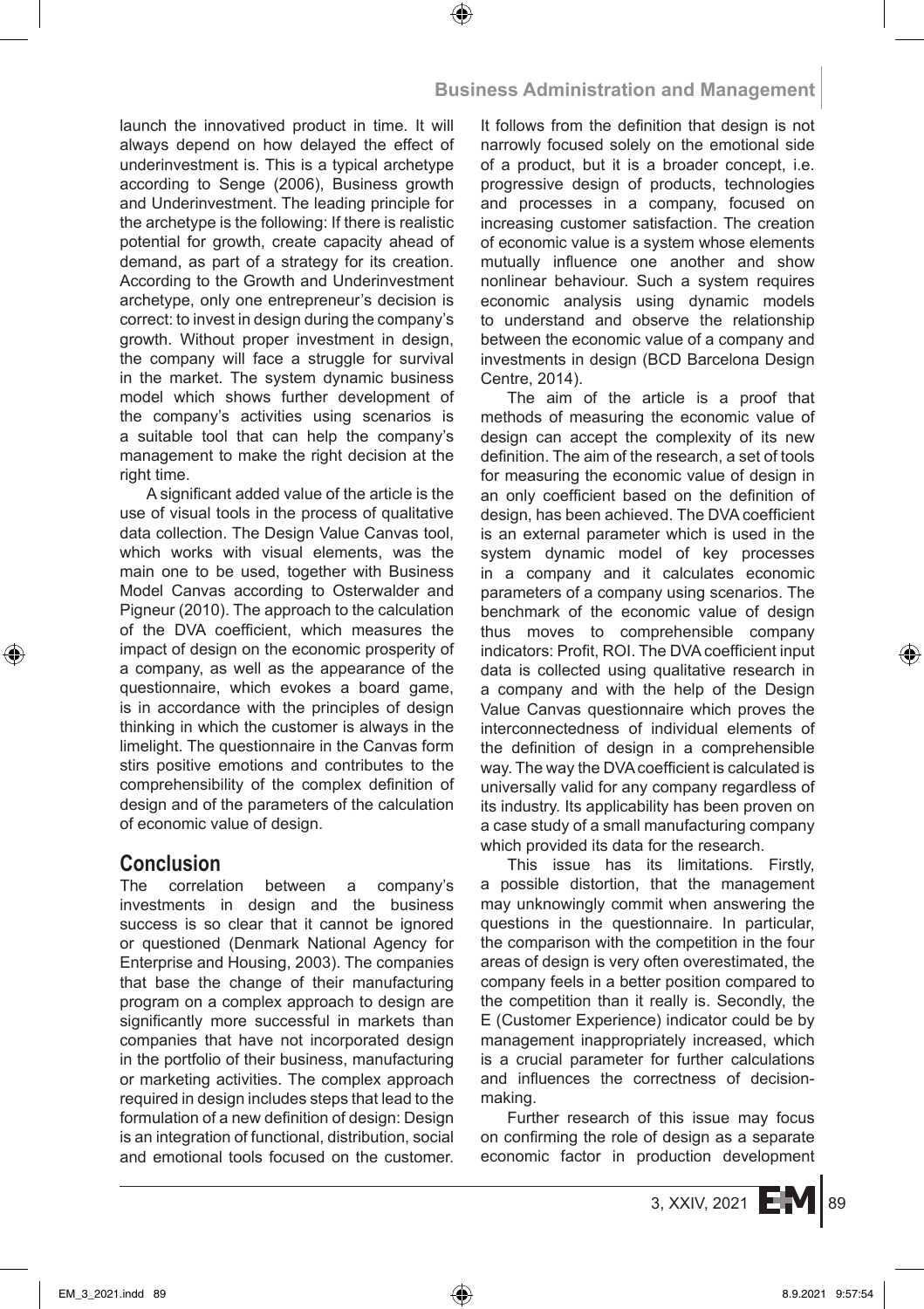launch the innovatived product in time. It will always depend on how delayed the effect of underinvestment is. This is a typical archetype according to Senge (2006), Business growth and Underinvestment. The leading principle for the archetype is the following: If there is realistic potential for growth, create capacity ahead of demand, as part of a strategy for its creation. According to the Growth and Underinvestment archetype, only one entrepreneur's decision is correct: to invest in design during the company's growth. Without proper investment in design, the company will face a struggle for survival in the market. The system dynamic business model which shows further development of the company's activities using scenarios is a suitable tool that can help the company's management to make the right decision at the right time.

A significant added value of the article is the use of visual tools in the process of qualitative data collection. The Design Value Canvas tool, which works with visual elements, was the main one to be used, together with Business Model Canvas according to Osterwalder and Pigneur (2010). The approach to the calculation of the DVA coefficient, which measures the impact of design on the economic prosperity of a company, as well as the appearance of the questionnaire, which evokes a board game, is in accordance with the principles of design thinking in which the customer is always in the limelight. The questionnaire in the Canvas form stirs positive emotions and contributes to the comprehensibility of the complex definition of design and of the parameters of the calculation of economic value of design.

## Conclusion

The correlation between a company's investments in design and the business success is so clear that it cannot be ignored or questioned (Denmark National Agency for Enterprise and Housing, 2003). The companies that base the change of their manufacturing program on a complex approach to design are significantly more successful in markets than companies that have not incorporated design in the portfolio of their business, manufacturing or marketing activities. The complex approach required in design includes steps that lead to the formulation of a new definition of design: Design is an integration of functional, distribution, social and emotional tools focused on the customer. It follows from the definition that design is not narrowly focused solely on the emotional side of a product, but it is a broader concept, i.e. progressive design of products, technologies and processes in a company, focused on increasing customer satisfaction. The creation of economic value is a system whose elements mutually influence one another and show nonlinear behaviour. Such a system requires economic analysis using dynamic models to understand and observe the relationship between the economic value of a company and investments in design (BCD Barcelona Design Centre, 2014).

The aim of the article is a proof that methods of measuring the economic value of design can accept the complexity of its new definition. The aim of the research, a set of tools for measuring the economic value of design in an only coefficient based on the definition of design, has been achieved. The DVA coefficient is an external parameter which is used in the system dynamic model of key processes in a company and it calculates economic parameters of a company using scenarios. The benchmark of the economic value of design thus moves to comprehensible company indicators: Profit, ROI. The DVA coefficient input data is collected using qualitative research in a company and with the help of the Design Value Canvas questionnaire which proves the interconnectedness of individual elements of the definition of design in a comprehensible way. The way the DVA coefficient is calculated is universally valid for any company regardless of its industry. Its applicability has been proven on a case study of a small manufacturing company which provided its data for the research.

This issue has its limitations. Firstly, a possible distortion, that the management may unknowingly commit when answering the questions in the questionnaire. In particular, the comparison with the competition in the four areas of design is very often overestimated, the company feels in a better position compared to the competition than it really is. Secondly, the E (Customer Experience) indicator could be by management inappropriately increased, which is a crucial parameter for further calculations and influences the correctness of decision-making.

Further research of this issue may focus on confirming the role of design as a separate economic factor in production development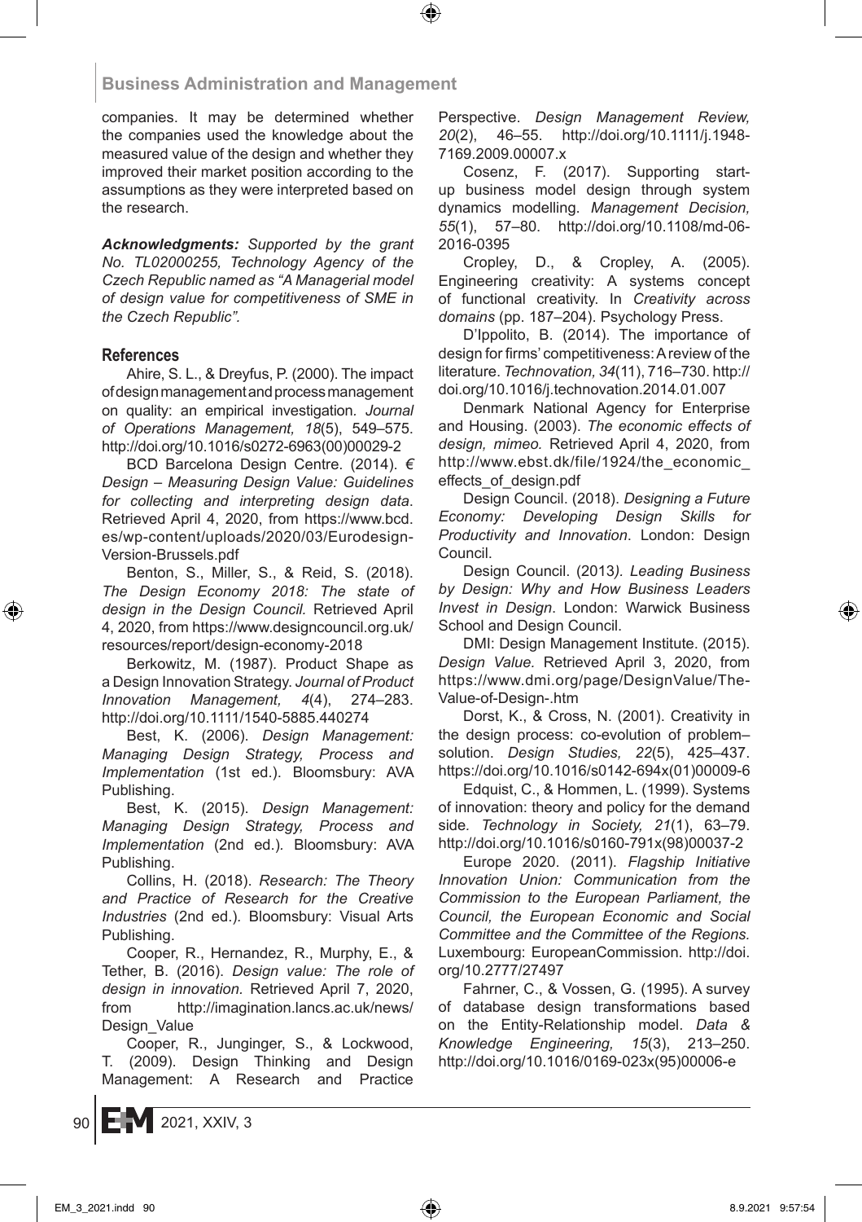companies. It may be determined whether the companies used the knowledge about the measured value of the design and whether they improved their market position according to the assumptions as they were interpreted based on the research.

***Acknowledgments:*** *Supported by the grant No. TL02000255, Technology Agency of the Czech Republic named as "A Managerial model of design value for competitiveness of SME in the Czech Republic".*

## References

Ahire, S. L., & Dreyfus, P. (2000). The impact of design management and process management on quality: an empirical investigation. *Journal of Operations Management, 18*(5), 549–575. http://doi.org/10.1016/s0272-6963(00)00029-2

BCD Barcelona Design Centre. (2014). *€ Design – Measuring Design Value: Guidelines for collecting and interpreting design data*. Retrieved April 4, 2020, from https://www.bcd.es/wp-content/uploads/2020/03/Eurodesign-Version-Brussels.pdf

Benton, S., Miller, S., & Reid, S. (2018). *The Design Economy 2018: The state of design in the Design Council.* Retrieved April 4, 2020, from https://www.designcouncil.org.uk/resources/report/design-economy-2018

Berkowitz, M. (1987). Product Shape as a Design Innovation Strategy. *Journal of Product Innovation Management, 4*(4), 274–283. http://doi.org/10.1111/1540-5885.440274

Best, K. (2006). *Design Management: Managing Design Strategy, Process and Implementation* (1st ed.). Bloomsbury: AVA Publishing.

Best, K. (2015). *Design Management: Managing Design Strategy, Process and Implementation* (2nd ed.). Bloomsbury: AVA Publishing.

Collins, H. (2018). *Research: The Theory and Practice of Research for the Creative Industries* (2nd ed.). Bloomsbury: Visual Arts Publishing.

Cooper, R., Hernandez, R., Murphy, E., & Tether, B. (2016). *Design value: The role of design in innovation.* Retrieved April 7, 2020, from http://imagination.lancs.ac.uk/news/Design_Value

Cooper, R., Junginger, S., & Lockwood, T. (2009). Design Thinking and Design Management: A Research and Practice Perspective. *Design Management Review, 20*(2), 46–55. http://doi.org/10.1111/j.1948-7169.2009.00007.x

Cosenz, F. (2017). Supporting start-up business model design through system dynamics modelling. *Management Decision, 55*(1), 57–80. http://doi.org/10.1108/md-06-2016-0395

Cropley, D., & Cropley, A. (2005). Engineering creativity: A systems concept of functional creativity. In *Creativity across domains* (pp. 187–204). Psychology Press.

D'Ippolito, B. (2014). The importance of design for firms' competitiveness: A review of the literature. *Technovation, 34*(11), 716–730. http://doi.org/10.1016/j.technovation.2014.01.007

Denmark National Agency for Enterprise and Housing. (2003). *The economic effects of design, mimeo.* Retrieved April 4, 2020, from http://www.ebst.dk/file/1924/the_economic_effects_of_design.pdf

Design Council. (2018). *Designing a Future Economy: Developing Design Skills for Productivity and Innovation*. London: Design Council.

Design Council. (2013*). Leading Business by Design: Why and How Business Leaders Invest in Design*. London: Warwick Business School and Design Council.

DMI: Design Management Institute. (2015). *Design Value.* Retrieved April 3, 2020, from https://www.dmi.org/page/DesignValue/The-Value-of-Design-.htm

Dorst, K., & Cross, N. (2001). Creativity in the design process: co-evolution of problem–solution. *Design Studies, 22*(5), 425–437. https://doi.org/10.1016/s0142-694x(01)00009-6

Edquist, C., & Hommen, L. (1999). Systems of innovation: theory and policy for the demand side*. Technology in Society, 21*(1), 63–79. http://doi.org/10.1016/s0160-791x(98)00037-2

Europe 2020. (2011). *Flagship Initiative Innovation Union: Communication from the Commission to the European Parliament, the Council, the European Economic and Social Committee and the Committee of the Regions.* Luxembourg: EuropeanCommission. http://doi.org/10.2777/27497

Fahrner, C., & Vossen, G. (1995). A survey of database design transformations based on the Entity-Relationship model. *Data & Knowledge Engineering, 15*(3), 213–250. http://doi.org/10.1016/0169-023x(95)00006-e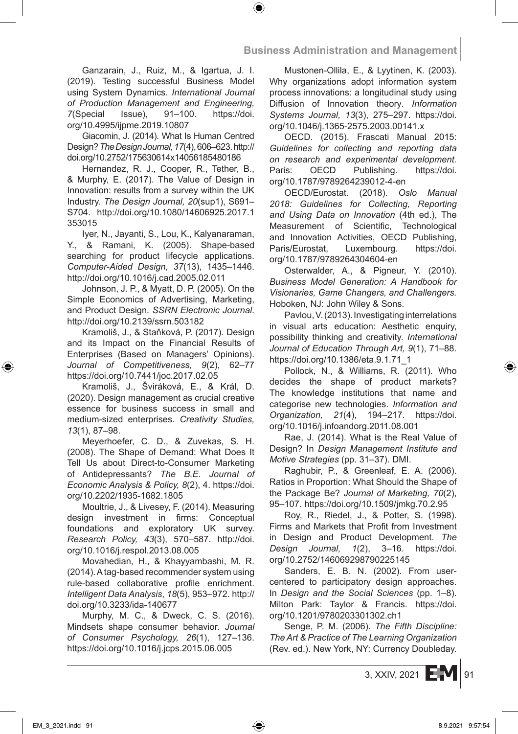Ganzarain, J., Ruiz, M., & Igartua, J. I. (2019). Testing successful Business Model using System Dynamics. *International Journal of Production Management and Engineering, 7*(Special Issue), 91–100. https://doi.org/10.4995/ijpme.2019.10807

Giacomin, J. (2014). What Is Human Centred Design? *The Design Journal, 17*(4), 606–623. http://doi.org/10.2752/175630614x14056185480186

Hernandez, R. J., Cooper, R., Tether, B., & Murphy, E. (2017). The Value of Design in Innovation: results from a survey within the UK Industry. *The Design Journal, 20*(sup1), S691–S704. http://doi.org/10.1080/14606925.2017.1353015

Iyer, N., Jayanti, S., Lou, K., Kalyanaraman, Y., & Ramani, K. (2005). Shape-based searching for product lifecycle applications. *Computer-Aided Design, 37*(13), 1435–1446. http://doi.org/10.1016/j.cad.2005.02.011

Johnson, J. P., & Myatt, D. P. (2005). On the Simple Economics of Advertising, Marketing, and Product Design. *SSRN Electronic Journal*. http://doi.org/10.2139/ssrn.503182

Kramoliš, J., & Staňková, P. (2017). Design and its Impact on the Financial Results of Enterprises (Based on Managers' Opinions). *Journal of Competitiveness, 9*(2), 62–77 https://doi.org/10.7441/joc.2017.02.05

Kramoliš, J., Šviráková, E., & Král, D. (2020). Design management as crucial creative essence for business success in small and medium-sized enterprises. *Creativity Studies, 13*(1), 87–98.

Meyerhoefer, C. D., & Zuvekas, S. H. (2008). The Shape of Demand: What Does It Tell Us about Direct-to-Consumer Marketing of Antidepressants? *The B.E. Journal of Economic Analysis & Policy, 8*(2), 4. https://doi.org/10.2202/1935-1682.1805

Moultrie, J., & Livesey, F. (2014). Measuring design investment in firms: Conceptual foundations and exploratory UK survey. *Research Policy, 43*(3), 570–587. http://doi.org/10.1016/j.respol.2013.08.005

Movahedian, H., & Khayyambashi, M. R. (2014). A tag-based recommender system using rule-based collaborative profile enrichment. *Intelligent Data Analysis*, *18*(5), 953–972. http://doi.org/10.3233/ida-140677

Murphy, M. C., & Dweck, C. S. (2016). Mindsets shape consumer behavior. *Journal of Consumer Psychology, 26*(1), 127–136. https://doi.org/10.1016/j.jcps.2015.06.005

Mustonen-Ollila, E., & Lyytinen, K. (2003). Why organizations adopt information system process innovations: a longitudinal study using Diffusion of Innovation theory. *Information Systems Journal, 13*(3), 275–297. https://doi.org/10.1046/j.1365-2575.2003.00141.x

OECD. (2015). Frascati Manual 2015: *Guidelines for collecting and reporting data on research and experimental development.* Paris: OECD Publishing. https://doi.org/10.1787/9789264239012-4-en

OECD/Eurostat. (2018). *Oslo Manual 2018: Guidelines for Collecting, Reporting and Using Data on Innovation* (4th ed.), The Measurement of Scientific, Technological and Innovation Activities, OECD Publishing, Paris/Eurostat, Luxembourg. https://doi.org/10.1787/9789264304604-en

Osterwalder, A., & Pigneur, Y. (2010). *Business Model Generation: A Handbook for Visionaries, Game Changers, and Challengers.* Hoboken, NJ: John Wiley & Sons.

Pavlou, V. (2013). Investigating interrelations in visual arts education: Aesthetic enquiry, possibility thinking and creativity. *International Journal of Education Through Art, 9*(1), 71–88. https://doi.org/10.1386/eta.9.1.71_1

Pollock, N., & Williams, R. (2011). Who decides the shape of product markets? The knowledge institutions that name and categorise new technologies. *Information and Organization, 21*(4), 194–217. https://doi.org/10.1016/j.infoandorg.2011.08.001

Rae, J. (2014). What is the Real Value of Design? In *Design Management Institute and Motive Strategies* (pp. 31–37). DMI.

Raghubir, P., & Greenleaf, E. A. (2006). Ratios in Proportion: What Should the Shape of the Package Be? *Journal of Marketing, 70*(2), 95–107. https://doi.org/10.1509/jmkg.70.2.95

Roy, R., Riedel, J., & Potter, S. (1998). Firms and Markets that Profit from Investment in Design and Product Development. *The Design Journal, 1*(2), 3–16. https://doi.org/10.2752/146069298790225145

Sanders, E. B. N. (2002). From user-centered to participatory design approaches. In *Design and the Social Sciences* (pp. 1–8). Milton Park: Taylor & Francis. https://doi.org/10.1201/9780203301302.ch1

Senge, P. M. (2006). *The Fifth Discipline: The Art & Practice of The Learning Organization* (Rev. ed.). New York, NY: Currency Doubleday.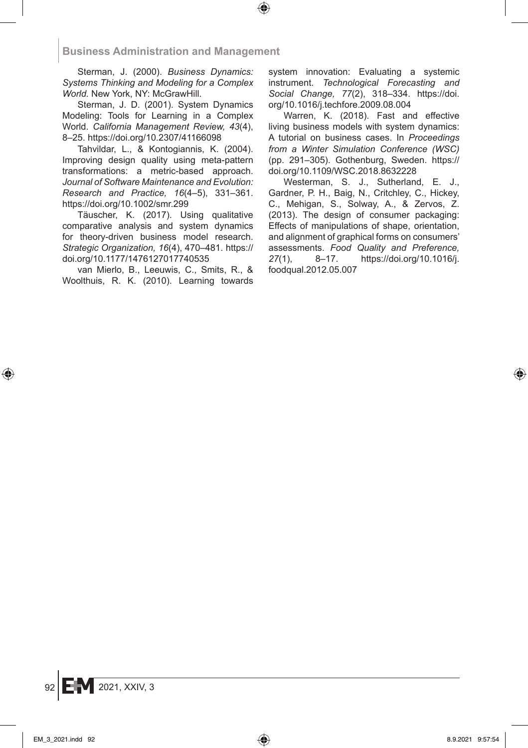Sterman, J. (2000). *Business Dynamics: Systems Thinking and Modeling for a Complex World.* New York, NY: McGrawHill.

Sterman, J. D. (2001). System Dynamics Modeling: Tools for Learning in a Complex World. *California Management Review, 43*(4), 8–25. https://doi.org/10.2307/41166098

Tahvildar, L., & Kontogiannis, K. (2004). Improving design quality using meta-pattern transformations: a metric-based approach. *Journal of Software Maintenance and Evolution: Research and Practice, 16*(4–5), 331–361. https://doi.org/10.1002/smr.299

Täuscher, K. (2017). Using qualitative comparative analysis and system dynamics for theory-driven business model research. *Strategic Organization, 16*(4), 470–481. https://doi.org/10.1177/1476127017740535

van Mierlo, B., Leeuwis, C., Smits, R., & Woolthuis, R. K. (2010). Learning towards system innovation: Evaluating a systemic instrument. *Technological Forecasting and Social Change, 77*(2), 318–334. https://doi.org/10.1016/j.techfore.2009.08.004

Warren, K. (2018). Fast and effective living business models with system dynamics: A tutorial on business cases. In *Proceedings from a Winter Simulation Conference (WSC)* (pp. 291–305). Gothenburg, Sweden. https://doi.org/10.1109/WSC.2018.8632228

Westerman, S. J., Sutherland, E. J., Gardner, P. H., Baig, N., Critchley, C., Hickey, C., Mehigan, S., Solway, A., & Zervos, Z. (2013). The design of consumer packaging: Effects of manipulations of shape, orientation, and alignment of graphical forms on consumers' assessments. *Food Quality and Preference, 27*(1), 8–17. https://doi.org/10.1016/j.foodqual.2012.05.007